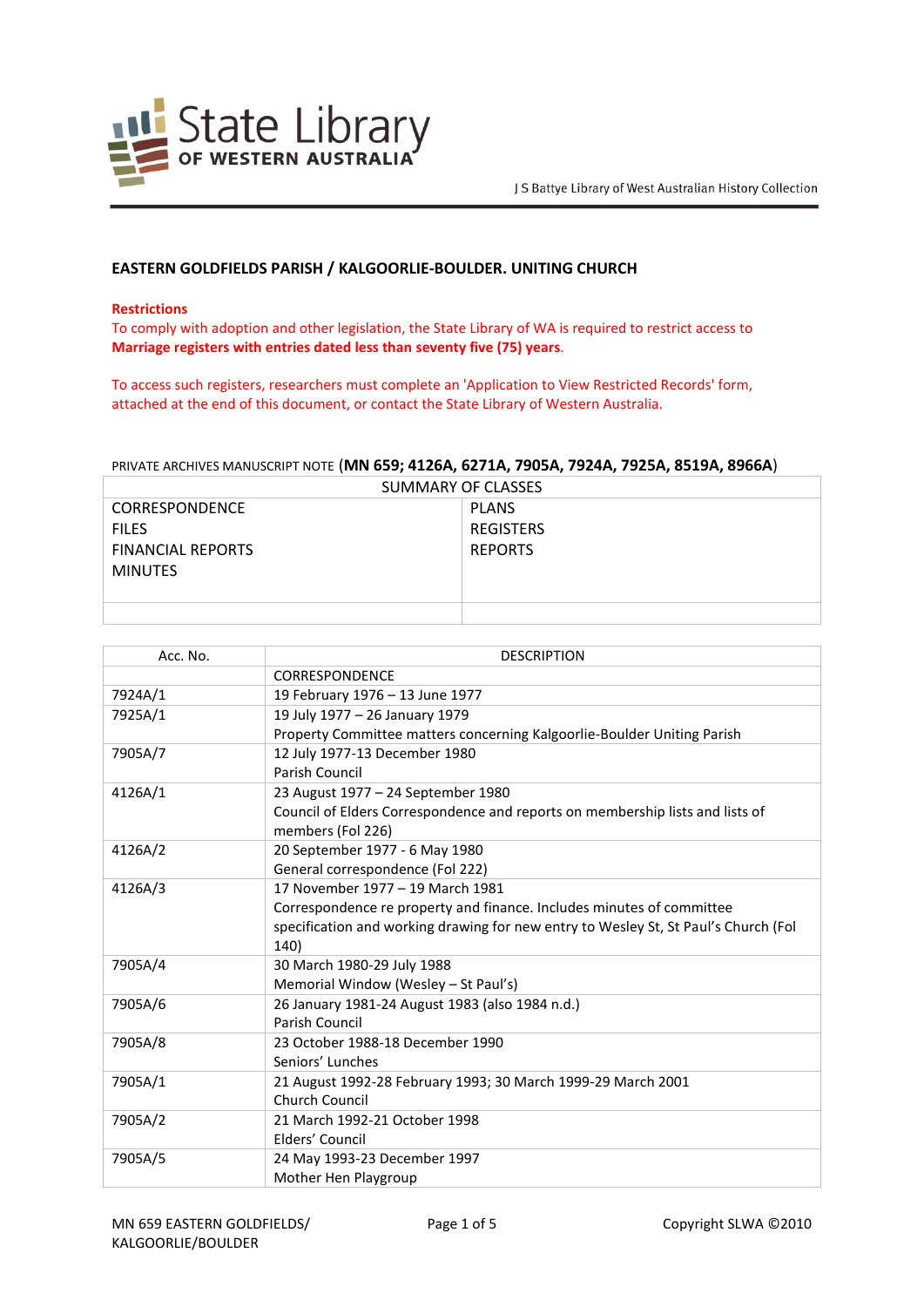State Library OF WESTERN AUSTRALIA

J S Battye Library of West Australian History Collection

## EASTERN GOLDFIELDS PARISH / KALGOORLIE-BOULDER. UNITING CHURCH

**Restrictions**

To comply with adoption and other legislation, the State Library of WA is required to restrict access to **Marriage registers with entries dated less than seventy five (75) years**.

To access such registers, researchers must complete an 'Application to View Restricted Records' form, attached at the end of this document, or contact the State Library of Western Australia.

PRIVATE ARCHIVES MANUSCRIPT NOTE (**MN 659; 4126A, 6271A, 7905A, 7924A, 7925A, 8519A, 8966A**)

| SUMMARY OF CLASSES | |
|---|---|
| CORRESPONDENCE<br>FILES<br>FINANCIAL REPORTS<br>MINUTES | PLANS<br>REGISTERS<br>REPORTS |
| | |

| Acc. No. | DESCRIPTION |
|---|---|
| | CORRESPONDENCE |
| 7924A/1 | 19 February 1976 – 13 June 1977 |
| 7925A/1 | 19 July 1977 – 26 January 1979<br>Property Committee matters concerning Kalgoorlie-Boulder Uniting Parish |
| 7905A/7 | 12 July 1977-13 December 1980<br>Parish Council |
| 4126A/1 | 23 August 1977 – 24 September 1980<br>Council of Elders Correspondence and reports on membership lists and lists of members (Fol 226) |
| 4126A/2 | 20 September 1977 - 6 May 1980<br>General correspondence (Fol 222) |
| 4126A/3 | 17 November 1977 – 19 March 1981<br>Correspondence re property and finance. Includes minutes of committee specification and working drawing for new entry to Wesley St, St Paul's Church (Fol 140) |
| 7905A/4 | 30 March 1980-29 July 1988<br>Memorial Window (Wesley – St Paul's) |
| 7905A/6 | 26 January 1981-24 August 1983 (also 1984 n.d.)<br>Parish Council |
| 7905A/8 | 23 October 1988-18 December 1990<br>Seniors' Lunches |
| 7905A/1 | 21 August 1992-28 February 1993; 30 March 1999-29 March 2001<br>Church Council |
| 7905A/2 | 21 March 1992-21 October 1998<br>Elders' Council |
| 7905A/5 | 24 May 1993-23 December 1997<br>Mother Hen Playgroup |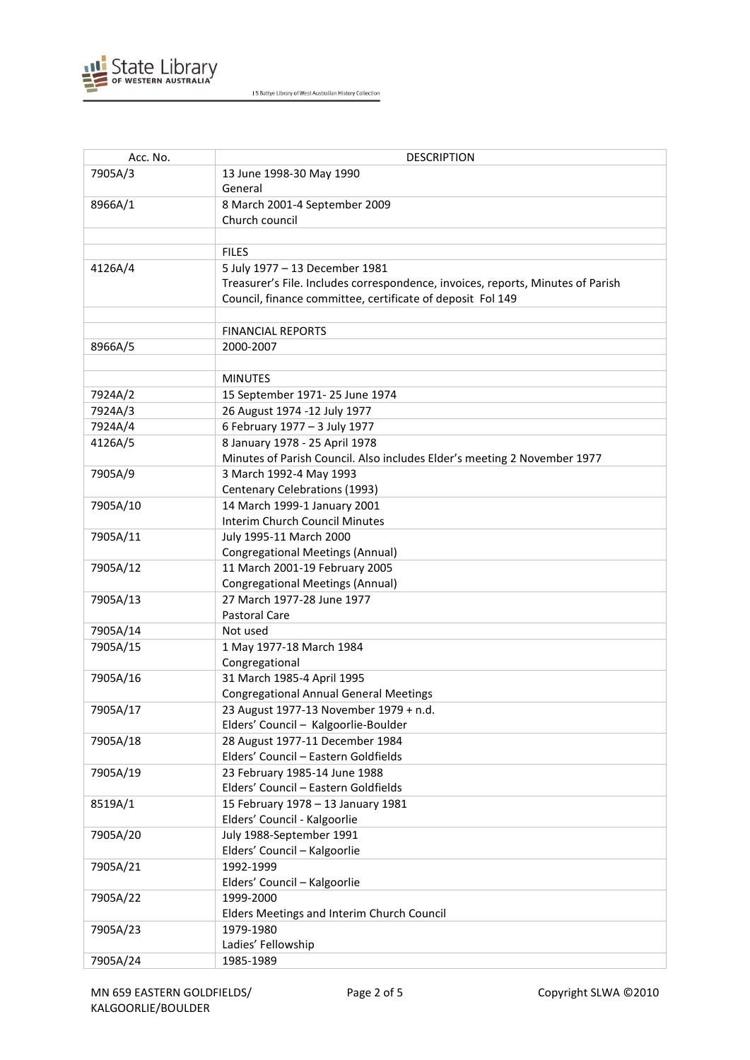| Acc. No. | DESCRIPTION |
|---|---|
| 7905A/3 | 13 June 1998-30 May 1990<br>General |
| 8966A/1 | 8 March 2001-4 September 2009<br>Church council |
| | |
| | FILES |
| 4126A/4 | 5 July 1977 – 13 December 1981<br>Treasurer's File. Includes correspondence, invoices, reports, Minutes of Parish Council, finance committee, certificate of deposit Fol 149 |
| | |
| | FINANCIAL REPORTS |
| 8966A/5 | 2000-2007 |
| | |
| | MINUTES |
| 7924A/2 | 15 September 1971- 25 June 1974 |
| 7924A/3 | 26 August 1974 -12 July 1977 |
| 7924A/4 | 6 February 1977 – 3 July 1977 |
| 4126A/5 | 8 January 1978 - 25 April 1978<br>Minutes of Parish Council. Also includes Elder's meeting 2 November 1977 |
| 7905A/9 | 3 March 1992-4 May 1993<br>Centenary Celebrations (1993) |
| 7905A/10 | 14 March 1999-1 January 2001<br>Interim Church Council Minutes |
| 7905A/11 | July 1995-11 March 2000<br>Congregational Meetings (Annual) |
| 7905A/12 | 11 March 2001-19 February 2005<br>Congregational Meetings (Annual) |
| 7905A/13 | 27 March 1977-28 June 1977<br>Pastoral Care |
| 7905A/14 | Not used |
| 7905A/15 | 1 May 1977-18 March 1984<br>Congregational |
| 7905A/16 | 31 March 1985-4 April 1995<br>Congregational Annual General Meetings |
| 7905A/17 | 23 August 1977-13 November 1979 + n.d.<br>Elders' Council – Kalgoorlie-Boulder |
| 7905A/18 | 28 August 1977-11 December 1984<br>Elders' Council – Eastern Goldfields |
| 7905A/19 | 23 February 1985-14 June 1988<br>Elders' Council – Eastern Goldfields |
| 8519A/1 | 15 February 1978 – 13 January 1981<br>Elders' Council - Kalgoorlie |
| 7905A/20 | July 1988-September 1991<br>Elders' Council – Kalgoorlie |
| 7905A/21 | 1992-1999<br>Elders' Council – Kalgoorlie |
| 7905A/22 | 1999-2000<br>Elders Meetings and Interim Church Council |
| 7905A/23 | 1979-1980<br>Ladies' Fellowship |
| 7905A/24 | 1985-1989 |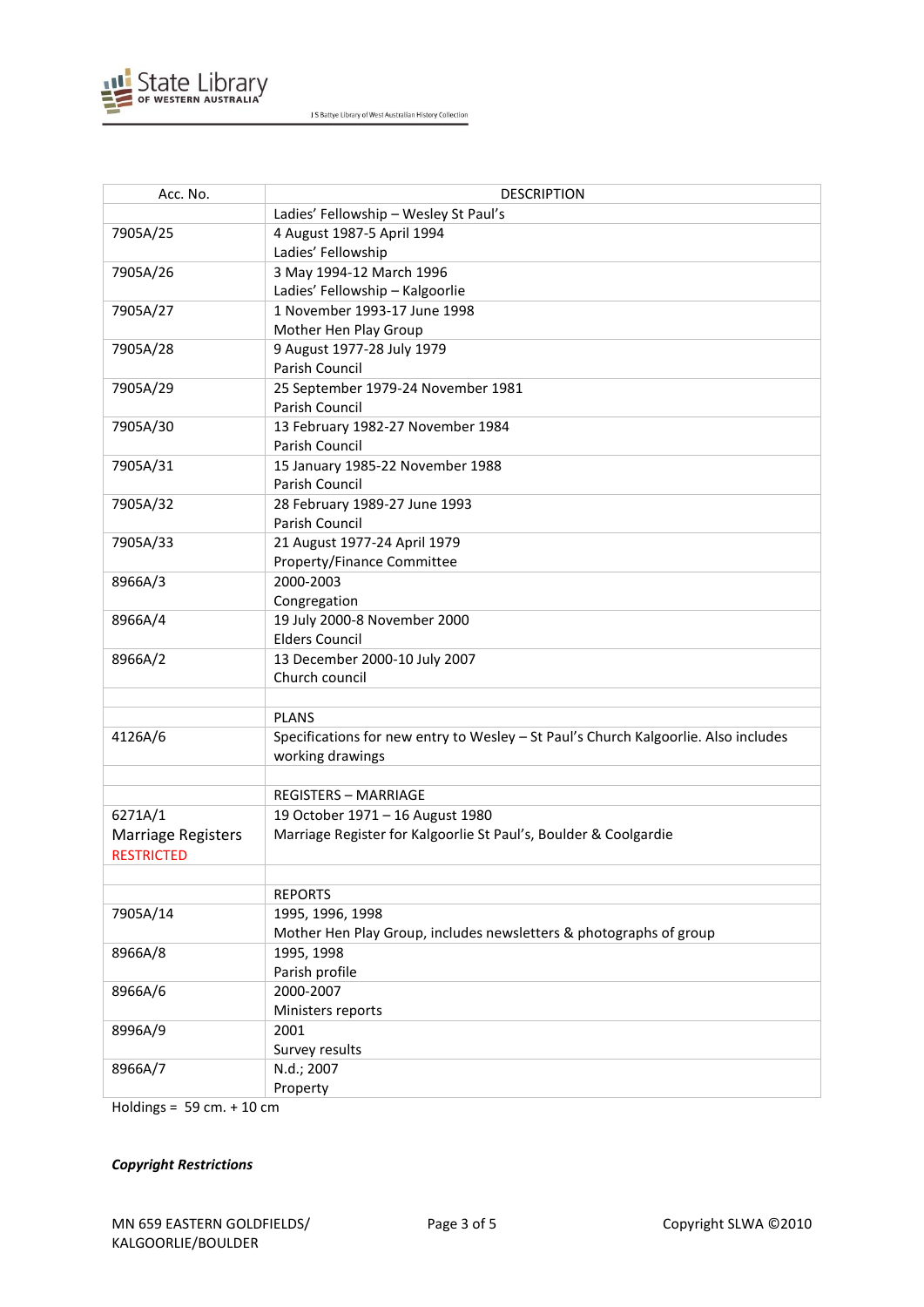| Acc. No. | DESCRIPTION |
|---|---|
| | Ladies' Fellowship – Wesley St Paul's |
| 7905A/25 | 4 August 1987-5 April 1994<br>Ladies' Fellowship |
| 7905A/26 | 3 May 1994-12 March 1996<br>Ladies' Fellowship – Kalgoorlie |
| 7905A/27 | 1 November 1993-17 June 1998<br>Mother Hen Play Group |
| 7905A/28 | 9 August 1977-28 July 1979<br>Parish Council |
| 7905A/29 | 25 September 1979-24 November 1981<br>Parish Council |
| 7905A/30 | 13 February 1982-27 November 1984<br>Parish Council |
| 7905A/31 | 15 January 1985-22 November 1988<br>Parish Council |
| 7905A/32 | 28 February 1989-27 June 1993<br>Parish Council |
| 7905A/33 | 21 August 1977-24 April 1979<br>Property/Finance Committee |
| 8966A/3 | 2000-2003<br>Congregation |
| 8966A/4 | 19 July 2000-8 November 2000<br>Elders Council |
| 8966A/2 | 13 December 2000-10 July 2007<br>Church council |
| | |
| | PLANS |
| 4126A/6 | Specifications for new entry to Wesley – St Paul's Church Kalgoorlie. Also includes working drawings |
| | |
| | REGISTERS – MARRIAGE |
| 6271A/1<br>Marriage Registers<br>RESTRICTED | 19 October 1971 – 16 August 1980<br>Marriage Register for Kalgoorlie St Paul's, Boulder & Coolgardie |
| | |
| | REPORTS |
| 7905A/14 | 1995, 1996, 1998<br>Mother Hen Play Group, includes newsletters & photographs of group |
| 8966A/8 | 1995, 1998<br>Parish profile |
| 8966A/6 | 2000-2007<br>Ministers reports |
| 8996A/9 | 2001<br>Survey results |
| 8966A/7 | N.d.; 2007<br>Property |

Holdings = 59 cm. + 10 cm

***Copyright Restrictions***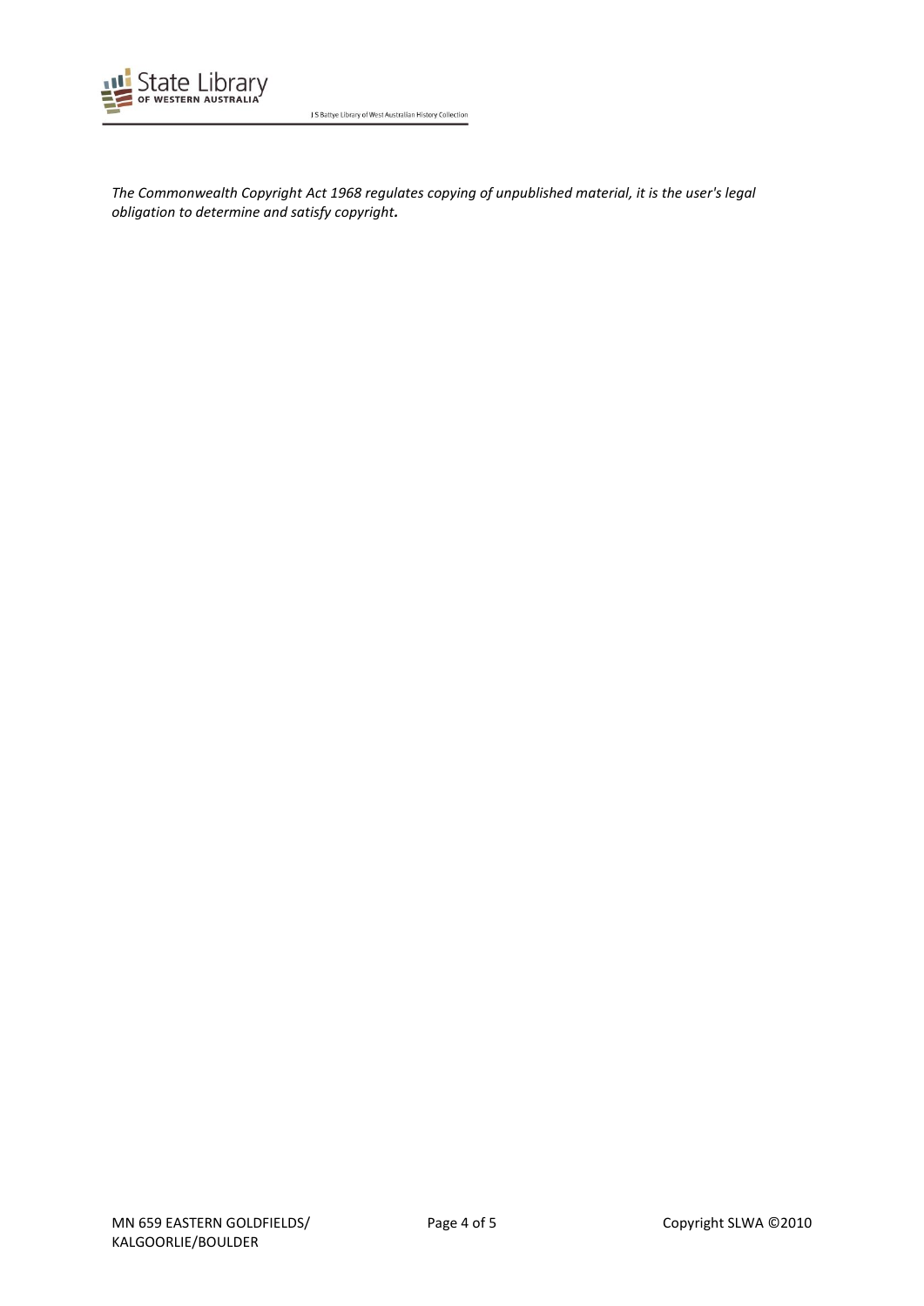*The Commonwealth Copyright Act 1968 regulates copying of unpublished material, it is the user's legal obligation to determine and satisfy copyright.*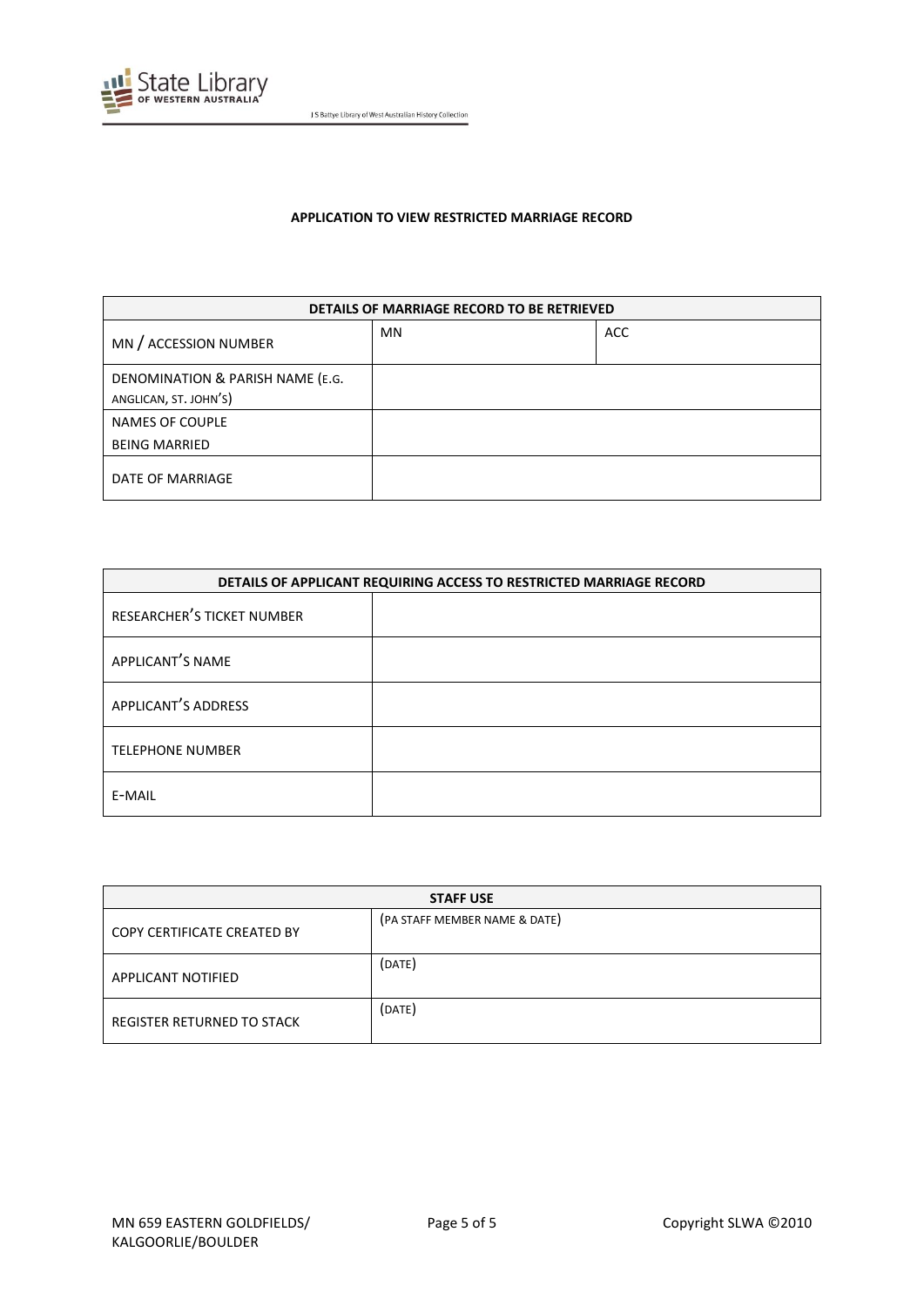**APPLICATION TO VIEW RESTRICTED MARRIAGE RECORD**

| DETAILS OF MARRIAGE RECORD TO BE RETRIEVED | | |
| --- | --- | --- |
| MN / ACCESSION NUMBER | MN | ACC |
| DENOMINATION & PARISH NAME (E.G. ANGLICAN, ST. JOHN'S) | | |
| NAMES OF COUPLE BEING MARRIED | | |
| DATE OF MARRIAGE | | |

| DETAILS OF APPLICANT REQUIRING ACCESS TO RESTRICTED MARRIAGE RECORD | |
| --- | --- |
| RESEARCHER'S TICKET NUMBER | |
| APPLICANT'S NAME | |
| APPLICANT'S ADDRESS | |
| TELEPHONE NUMBER | |
| E-MAIL | |

| STAFF USE | |
| --- | --- |
| COPY CERTIFICATE CREATED BY | (PA STAFF MEMBER NAME & DATE) |
| APPLICANT NOTIFIED | (DATE) |
| REGISTER RETURNED TO STACK | (DATE) |